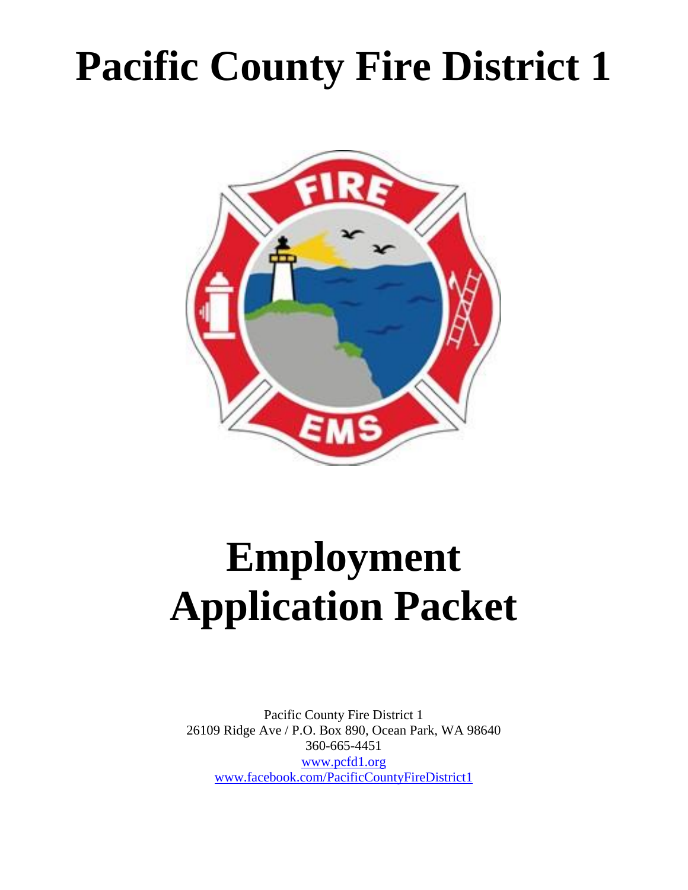# Pacific County Fire District 1

# Employment Application Packet

Pacific County Fire District 1
26109 Ridge Ave / P.O. Box 890, Ocean Park, WA 98640
360-665-4451
[www.pcfd1.org](http://www.pcfd1.org)
[www.facebook.com/PacificCountyFireDistrict1](http://www.facebook.com/PacificCountyFireDistrict1)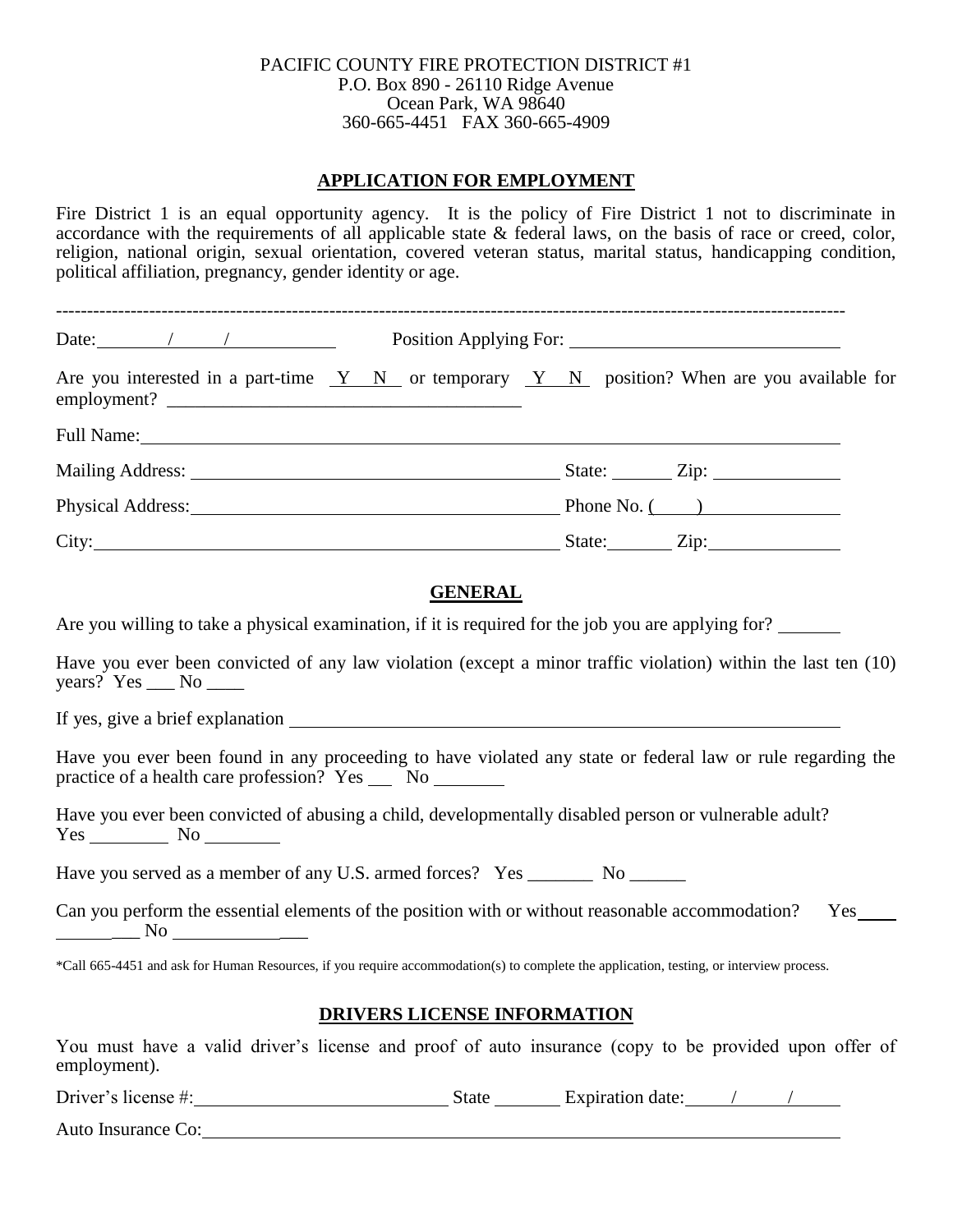PACIFIC COUNTY FIRE PROTECTION DISTRICT #1
P.O. Box 890 - 26110 Ridge Avenue
Ocean Park, WA 98640
360-665-4451 FAX 360-665-4909

## APPLICATION FOR EMPLOYMENT

Fire District 1 is an equal opportunity agency. It is the policy of Fire District 1 not to discriminate in accordance with the requirements of all applicable state & federal laws, on the basis of race or creed, color, religion, national origin, sexual orientation, covered veteran status, marital status, handicapping condition, political affiliation, pregnancy, gender identity or age.

---

Date: ______/______/__________ Position Applying For: ____________________________

Are you interested in a part-time Y N or temporary Y N position? When are you available for employment? ____________________________________

Full Name: ______________________________________________________________________

Mailing Address: ______________________________________ State: ______ Zip: ____________

Physical Address: ______________________________________ Phone No. (____) ______________

City: ______________________________________________ State: ______ Zip: ____________

## GENERAL

Are you willing to take a physical examination, if it is required for the job you are applying for? ______

Have you ever been convicted of any law violation (except a minor traffic violation) within the last ten (10) years? Yes ___ No ____

If yes, give a brief explanation ________________________________________________________

Have you ever been found in any proceeding to have violated any state or federal law or rule regarding the practice of a health care profession? Yes ___ No _______

Have you ever been convicted of abusing a child, developmentally disabled person or vulnerable adult?
Yes ________ No ________

Have you served as a member of any U.S. armed forces? Yes _______ No ______

Can you perform the essential elements of the position with or without reasonable accommodation? Yes ___________ No _______________

*Call 665-4451 and ask for Human Resources, if you require accommodation(s) to complete the application, testing, or interview process.

## DRIVERS LICENSE INFORMATION

You must have a valid driver's license and proof of auto insurance (copy to be provided upon offer of employment).

Driver's license #: __________________________ State _______ Expiration date: _____/_____/_____

Auto Insurance Co: ______________________________________________________________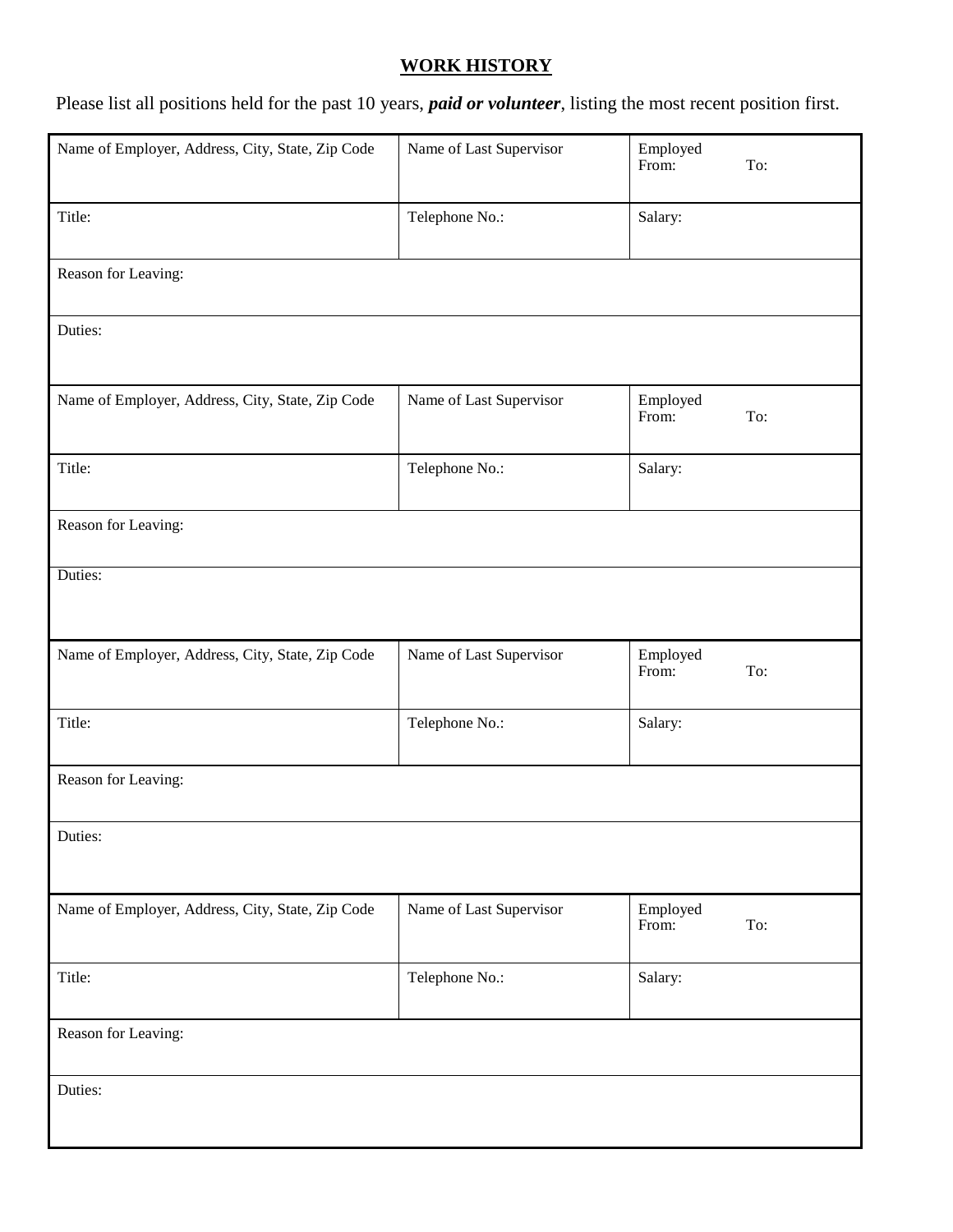## WORK HISTORY

Please list all positions held for the past 10 years, ***paid or volunteer***, listing the most recent position first.

| Name of Employer, Address, City, State, Zip Code | Name of Last Supervisor | Employed From: To: |
|---|---|---|
| Title: | Telephone No.: | Salary: |
| Reason for Leaving: | | |
| Duties: | | |

| Name of Employer, Address, City, State, Zip Code | Name of Last Supervisor | Employed From: To: |
|---|---|---|
| Title: | Telephone No.: | Salary: |
| Reason for Leaving: | | |
| Duties: | | |

| Name of Employer, Address, City, State, Zip Code | Name of Last Supervisor | Employed From: To: |
|---|---|---|
| Title: | Telephone No.: | Salary: |
| Reason for Leaving: | | |
| Duties: | | |

| Name of Employer, Address, City, State, Zip Code | Name of Last Supervisor | Employed From: To: |
|---|---|---|
| Title: | Telephone No.: | Salary: |
| Reason for Leaving: | | |
| Duties: | | |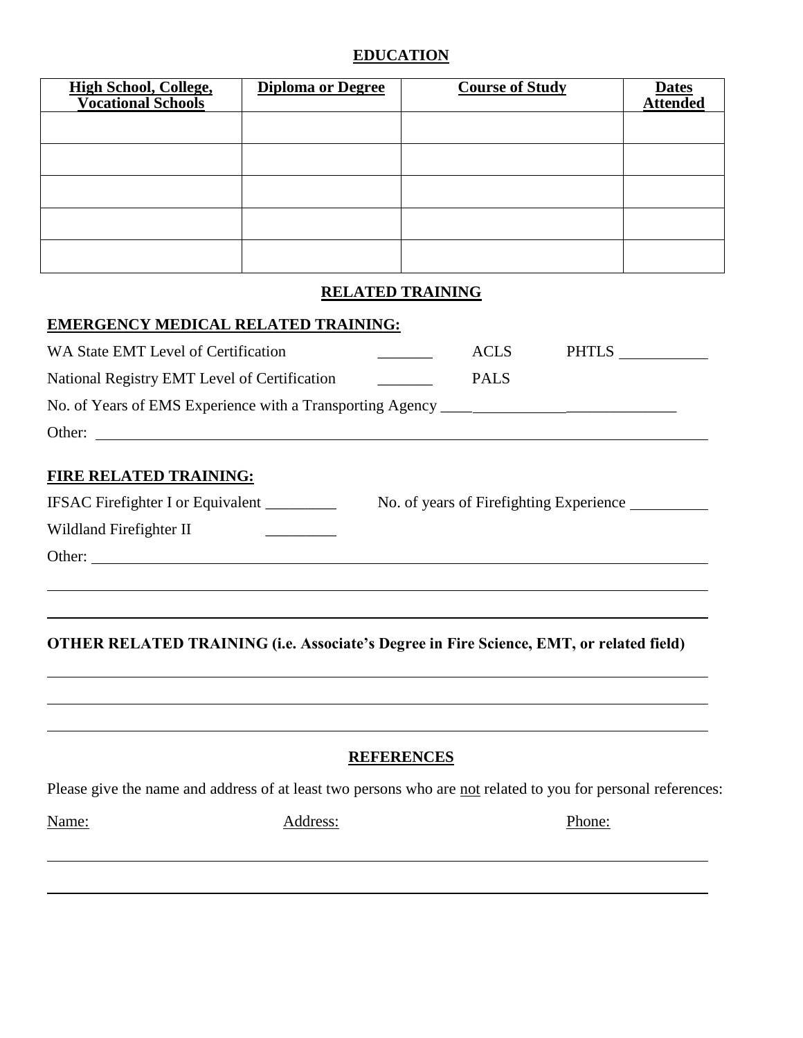## EDUCATION

| High School, College, Vocational Schools | Diploma or Degree | Course of Study | Dates Attended |
|---|---|---|---|
| | | | |
| | | | |
| | | | |
| | | | |
| | | | |

## RELATED TRAINING

### EMERGENCY MEDICAL RELATED TRAINING:

WA State EMT Level of Certification _______ ACLS PHTLS ___________

National Registry EMT Level of Certification _______ PALS

No. of Years of EMS Experience with a Transporting Agency ___________________________

Other: ___________________________________________________________________________

### FIRE RELATED TRAINING:

IFSAC Firefighter I or Equivalent _________ No. of years of Firefighting Experience __________

Wildland Firefighter II _________

Other: ___________________________________________________________________________

__________________________________________________________________________________

__________________________________________________________________________________

**OTHER RELATED TRAINING (i.e. Associate's Degree in Fire Science, EMT, or related field)**

__________________________________________________________________________________

__________________________________________________________________________________

__________________________________________________________________________________

## REFERENCES

Please give the name and address of at least two persons who are not related to you for personal references:

Name: Address: Phone:

__________________________________________________________________________________

__________________________________________________________________________________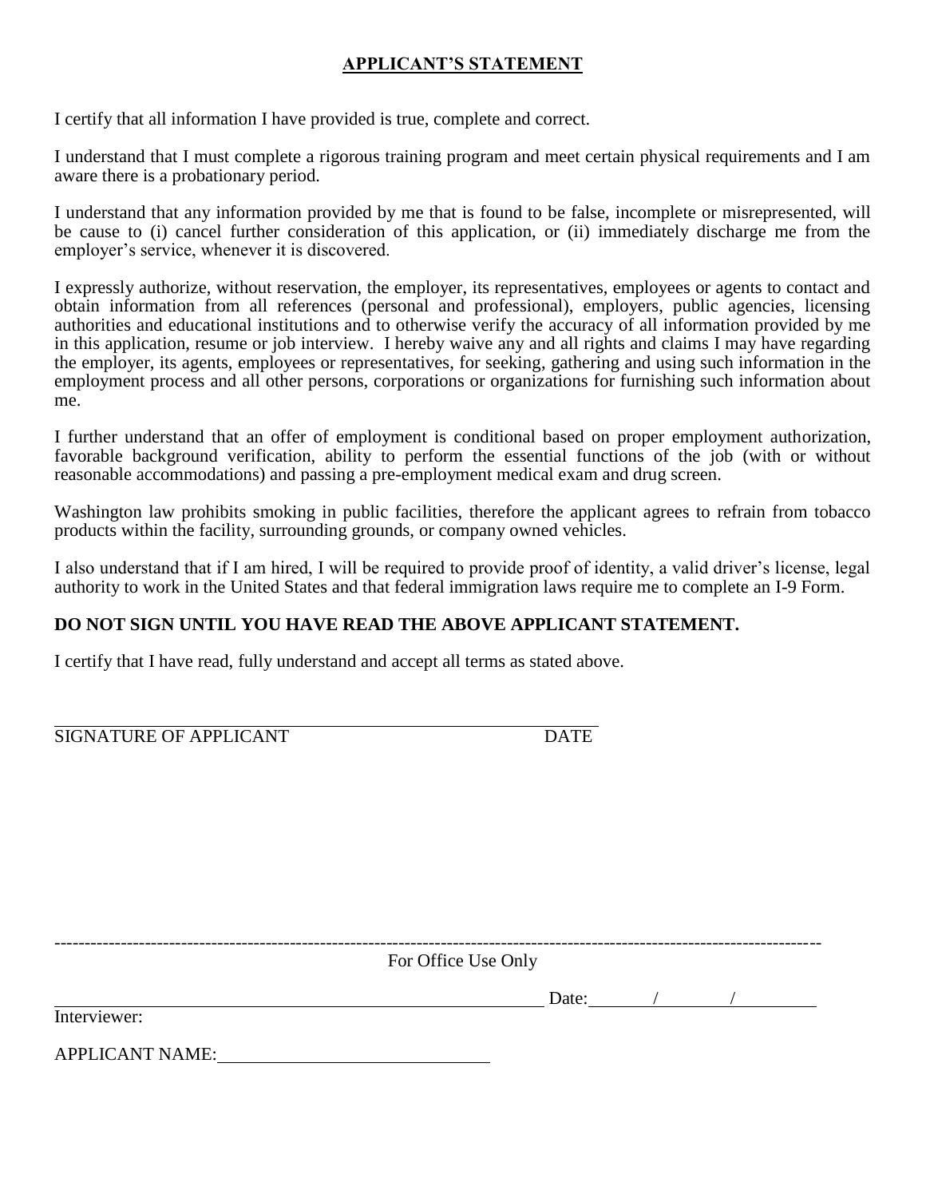## APPLICANT'S STATEMENT

I certify that all information I have provided is true, complete and correct.

I understand that I must complete a rigorous training program and meet certain physical requirements and I am aware there is a probationary period.

I understand that any information provided by me that is found to be false, incomplete or misrepresented, will be cause to (i) cancel further consideration of this application, or (ii) immediately discharge me from the employer's service, whenever it is discovered.

I expressly authorize, without reservation, the employer, its representatives, employees or agents to contact and obtain information from all references (personal and professional), employers, public agencies, licensing authorities and educational institutions and to otherwise verify the accuracy of all information provided by me in this application, resume or job interview. I hereby waive any and all rights and claims I may have regarding the employer, its agents, employees or representatives, for seeking, gathering and using such information in the employment process and all other persons, corporations or organizations for furnishing such information about me.

I further understand that an offer of employment is conditional based on proper employment authorization, favorable background verification, ability to perform the essential functions of the job (with or without reasonable accommodations) and passing a pre-employment medical exam and drug screen.

Washington law prohibits smoking in public facilities, therefore the applicant agrees to refrain from tobacco products within the facility, surrounding grounds, or company owned vehicles.

I also understand that if I am hired, I will be required to provide proof of identity, a valid driver's license, legal authority to work in the United States and that federal immigration laws require me to complete an I-9 Form.

**DO NOT SIGN UNTIL YOU HAVE READ THE ABOVE APPLICANT STATEMENT.**

I certify that I have read, fully understand and accept all terms as stated above.

______________________________________________________

SIGNATURE OF APPLICANT DATE

---

For Office Use Only

______________________________________________________ Date: ______ / ______ / ______

Interviewer:

APPLICANT NAME: ______________________________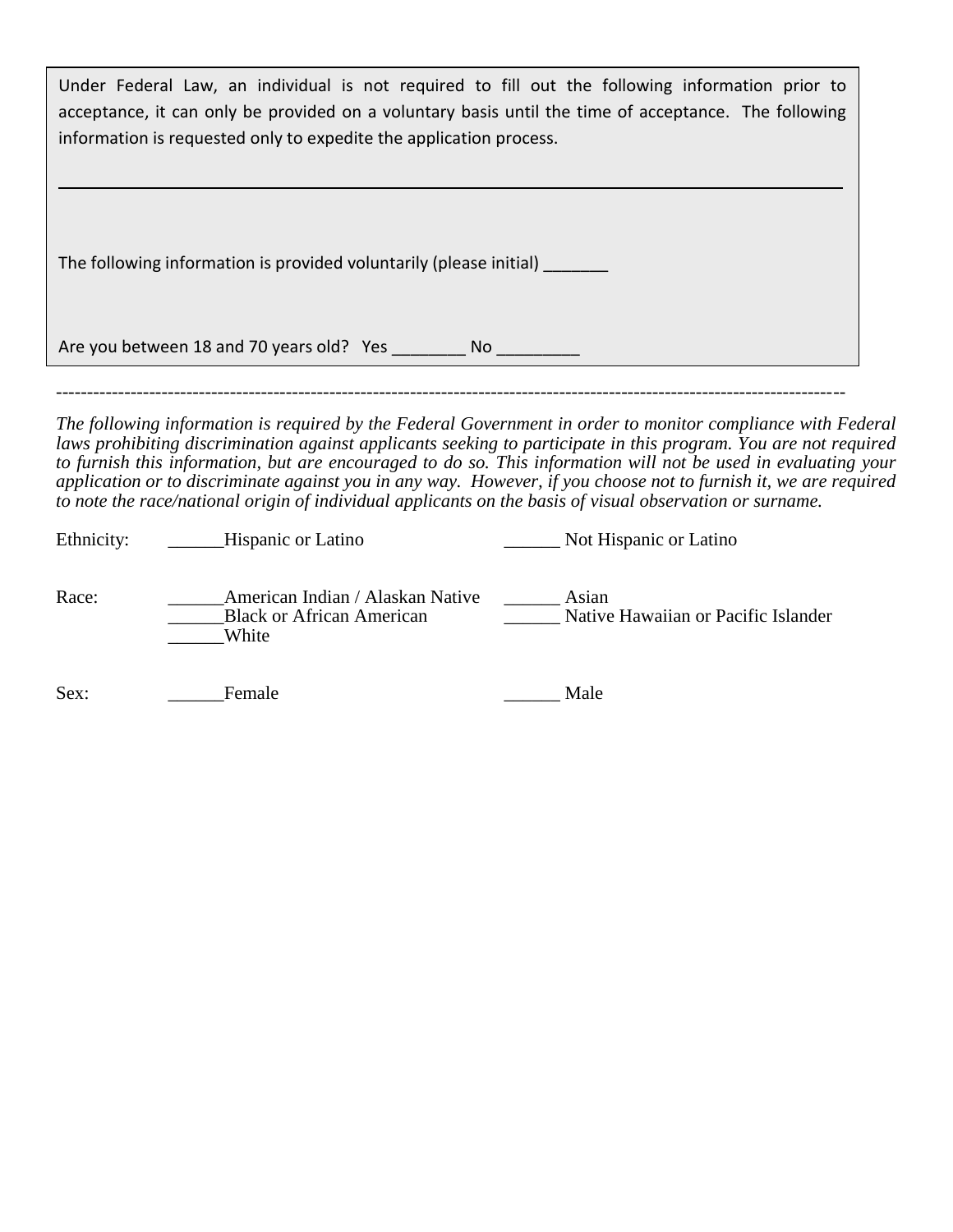Under Federal Law, an individual is not required to fill out the following information prior to acceptance, it can only be provided on a voluntary basis until the time of acceptance. The following information is requested only to expedite the application process.

---

The following information is provided voluntarily (please initial) _______

Are you between 18 and 70 years old? Yes ________ No _________

-----------------------------------------------------------------------------------------------------------------------------

*The following information is required by the Federal Government in order to monitor compliance with Federal laws prohibiting discrimination against applicants seeking to participate in this program. You are not required to furnish this information, but are encouraged to do so. This information will not be used in evaluating your application or to discriminate against you in any way. However, if you choose not to furnish it, we are required to note the race/national origin of individual applicants on the basis of visual observation or surname.*

| | | |
|---|---|---|
| Ethnicity: | ______Hispanic or Latino | ______ Not Hispanic or Latino |
| Race: | ______American Indian / Alaskan Native | ______ Asian |
| | ______Black or African American | ______ Native Hawaiian or Pacific Islander |
| | ______White | |
| Sex: | ______Female | ______ Male |